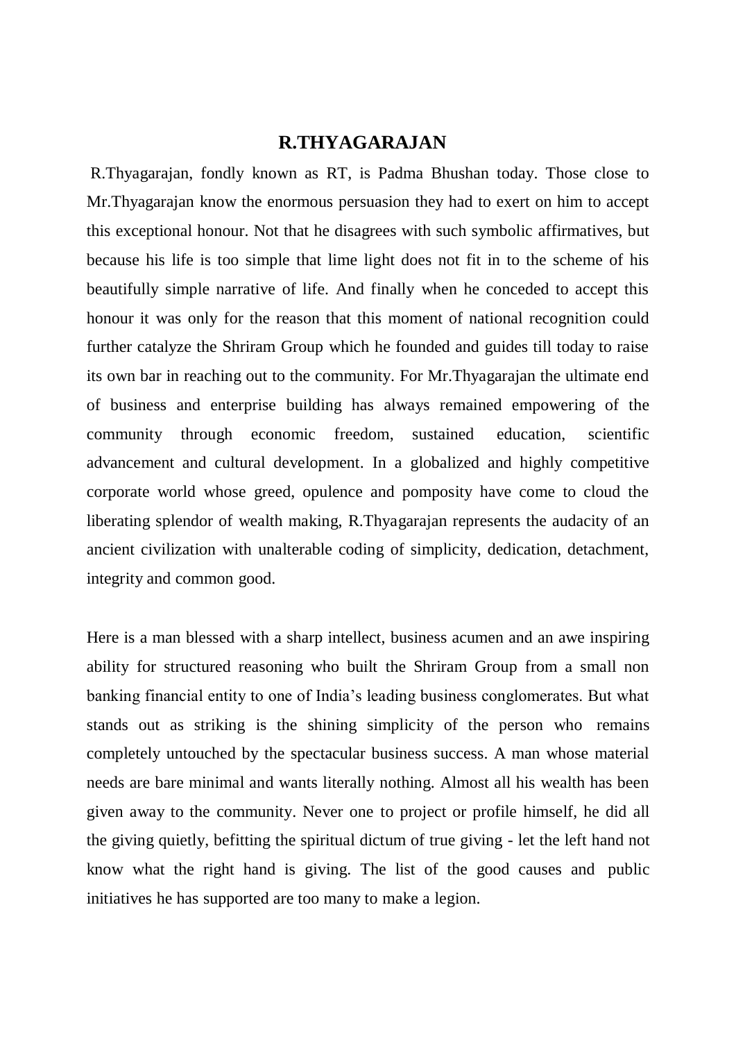# R.THYAGARAJAN

R.Thyagarajan, fondly known as RT, is Padma Bhushan today. Those close to Mr.Thyagarajan know the enormous persuasion they had to exert on him to accept this exceptional honour. Not that he disagrees with such symbolic affirmatives, but because his life is too simple that lime light does not fit in to the scheme of his beautifully simple narrative of life. And finally when he conceded to accept this honour it was only for the reason that this moment of national recognition could further catalyze the Shriram Group which he founded and guides till today to raise its own bar in reaching out to the community. For Mr.Thyagarajan the ultimate end of business and enterprise building has always remained empowering of the community through economic freedom, sustained education, scientific advancement and cultural development. In a globalized and highly competitive corporate world whose greed, opulence and pomposity have come to cloud the liberating splendor of wealth making, R.Thyagarajan represents the audacity of an ancient civilization with unalterable coding of simplicity, dedication, detachment, integrity and common good.

Here is a man blessed with a sharp intellect, business acumen and an awe inspiring ability for structured reasoning who built the Shriram Group from a small non banking financial entity to one of India's leading business conglomerates. But what stands out as striking is the shining simplicity of the person who remains completely untouched by the spectacular business success. A man whose material needs are bare minimal and wants literally nothing. Almost all his wealth has been given away to the community. Never one to project or profile himself, he did all the giving quietly, befitting the spiritual dictum of true giving - let the left hand not know what the right hand is giving. The list of the good causes and public initiatives he has supported are too many to make a legion.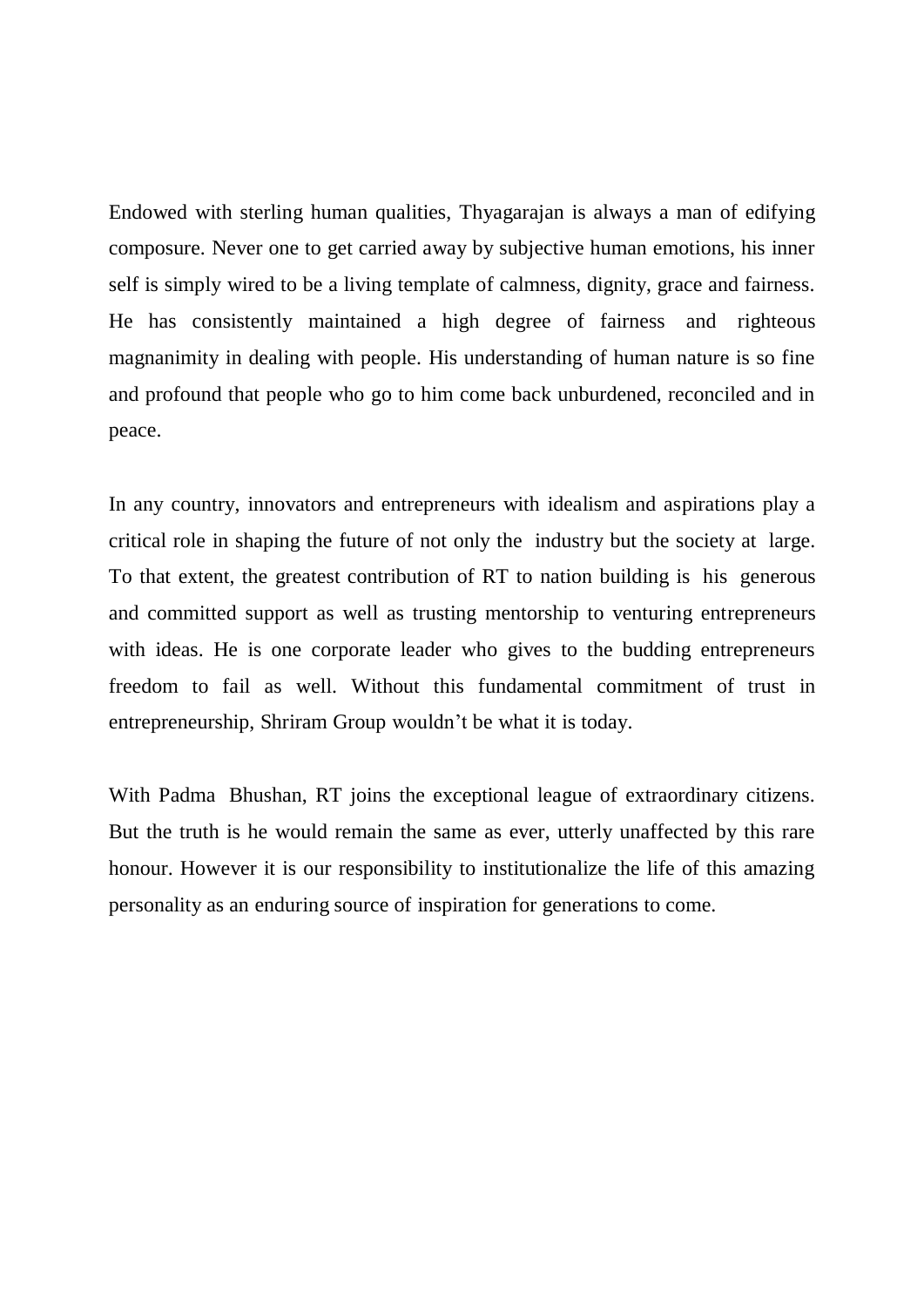Endowed with sterling human qualities, Thyagarajan is always a man of edifying composure. Never one to get carried away by subjective human emotions, his inner self is simply wired to be a living template of calmness, dignity, grace and fairness. He has consistently maintained a high degree of fairness and righteous magnanimity in dealing with people. His understanding of human nature is so fine and profound that people who go to him come back unburdened, reconciled and in peace.

In any country, innovators and entrepreneurs with idealism and aspirations play a critical role in shaping the future of not only the industry but the society at large. To that extent, the greatest contribution of RT to nation building is his generous and committed support as well as trusting mentorship to venturing entrepreneurs with ideas. He is one corporate leader who gives to the budding entrepreneurs freedom to fail as well. Without this fundamental commitment of trust in entrepreneurship, Shriram Group wouldn't be what it is today.

With Padma Bhushan, RT joins the exceptional league of extraordinary citizens. But the truth is he would remain the same as ever, utterly unaffected by this rare honour. However it is our responsibility to institutionalize the life of this amazing personality as an enduring source of inspiration for generations to come.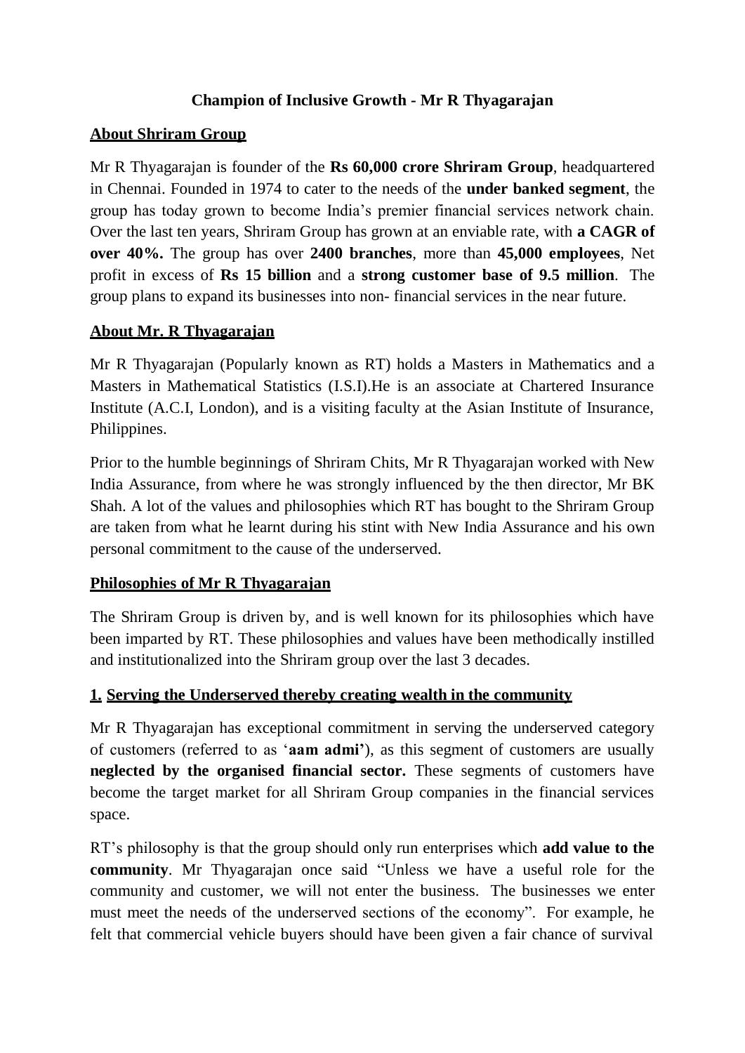**Champion of Inclusive Growth - Mr R Thyagarajan**

**About Shriram Group**

Mr R Thyagarajan is founder of the **Rs 60,000 crore Shriram Group**, headquartered in Chennai. Founded in 1974 to cater to the needs of the **under banked segment**, the group has today grown to become India's premier financial services network chain. Over the last ten years, Shriram Group has grown at an enviable rate, with **a CAGR of over 40%.** The group has over **2400 branches**, more than **45,000 employees**, Net profit in excess of **Rs 15 billion** and a **strong customer base of 9.5 million**. The group plans to expand its businesses into non- financial services in the near future.

**About Mr. R Thyagarajan**

Mr R Thyagarajan (Popularly known as RT) holds a Masters in Mathematics and a Masters in Mathematical Statistics (I.S.I).He is an associate at Chartered Insurance Institute (A.C.I, London), and is a visiting faculty at the Asian Institute of Insurance, Philippines.

Prior to the humble beginnings of Shriram Chits, Mr R Thyagarajan worked with New India Assurance, from where he was strongly influenced by the then director, Mr BK Shah. A lot of the values and philosophies which RT has bought to the Shriram Group are taken from what he learnt during his stint with New India Assurance and his own personal commitment to the cause of the underserved.

**Philosophies of Mr R Thyagarajan**

The Shriram Group is driven by, and is well known for its philosophies which have been imparted by RT. These philosophies and values have been methodically instilled and institutionalized into the Shriram group over the last 3 decades.

**1. Serving the Underserved thereby creating wealth in the community**

Mr R Thyagarajan has exceptional commitment in serving the underserved category of customers (referred to as '**aam admi'**), as this segment of customers are usually **neglected by the organised financial sector.** These segments of customers have become the target market for all Shriram Group companies in the financial services space.

RT's philosophy is that the group should only run enterprises which **add value to the community**. Mr Thyagarajan once said "Unless we have a useful role for the community and customer, we will not enter the business. The businesses we enter must meet the needs of the underserved sections of the economy". For example, he felt that commercial vehicle buyers should have been given a fair chance of survival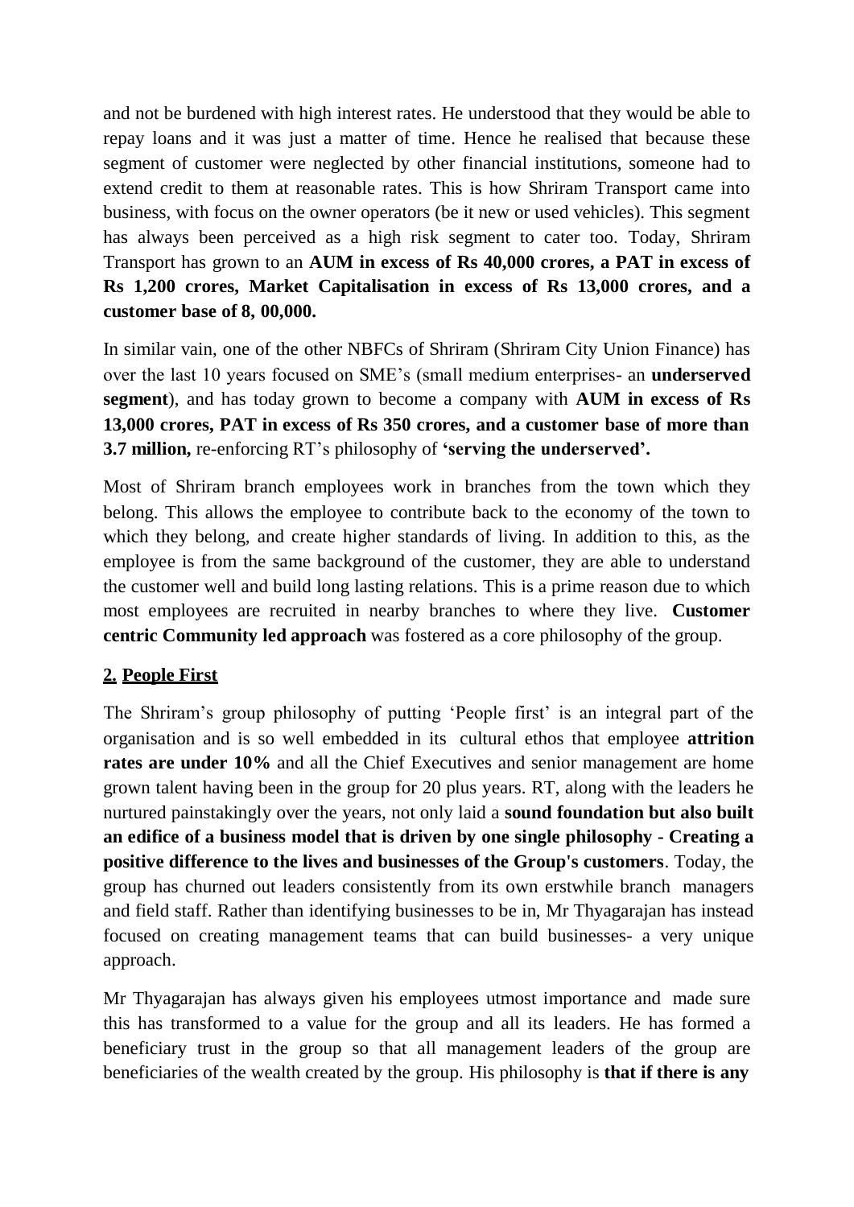and not be burdened with high interest rates. He understood that they would be able to repay loans and it was just a matter of time. Hence he realised that because these segment of customer were neglected by other financial institutions, someone had to extend credit to them at reasonable rates. This is how Shriram Transport came into business, with focus on the owner operators (be it new or used vehicles). This segment has always been perceived as a high risk segment to cater too. Today, Shriram Transport has grown to an **AUM in excess of Rs 40,000 crores, a PAT in excess of Rs 1,200 crores, Market Capitalisation in excess of Rs 13,000 crores, and a customer base of 8, 00,000.**

In similar vain, one of the other NBFCs of Shriram (Shriram City Union Finance) has over the last 10 years focused on SME's (small medium enterprises- an **underserved segment**), and has today grown to become a company with **AUM in excess of Rs 13,000 crores, PAT in excess of Rs 350 crores, and a customer base of more than 3.7 million,** re-enforcing RT's philosophy of **'serving the underserved'.**

Most of Shriram branch employees work in branches from the town which they belong. This allows the employee to contribute back to the economy of the town to which they belong, and create higher standards of living. In addition to this, as the employee is from the same background of the customer, they are able to understand the customer well and build long lasting relations. This is a prime reason due to which most employees are recruited in nearby branches to where they live. **Customer centric Community led approach** was fostered as a core philosophy of the group.

## 2. People First

The Shriram's group philosophy of putting 'People first' is an integral part of the organisation and is so well embedded in its cultural ethos that employee **attrition rates are under 10%** and all the Chief Executives and senior management are home grown talent having been in the group for 20 plus years. RT, along with the leaders he nurtured painstakingly over the years, not only laid a **sound foundation but also built an edifice of a business model that is driven by one single philosophy - Creating a positive difference to the lives and businesses of the Group's customers**. Today, the group has churned out leaders consistently from its own erstwhile branch managers and field staff. Rather than identifying businesses to be in, Mr Thyagarajan has instead focused on creating management teams that can build businesses- a very unique approach.

Mr Thyagarajan has always given his employees utmost importance and made sure this has transformed to a value for the group and all its leaders. He has formed a beneficiary trust in the group so that all management leaders of the group are beneficiaries of the wealth created by the group. His philosophy is **that if there is any**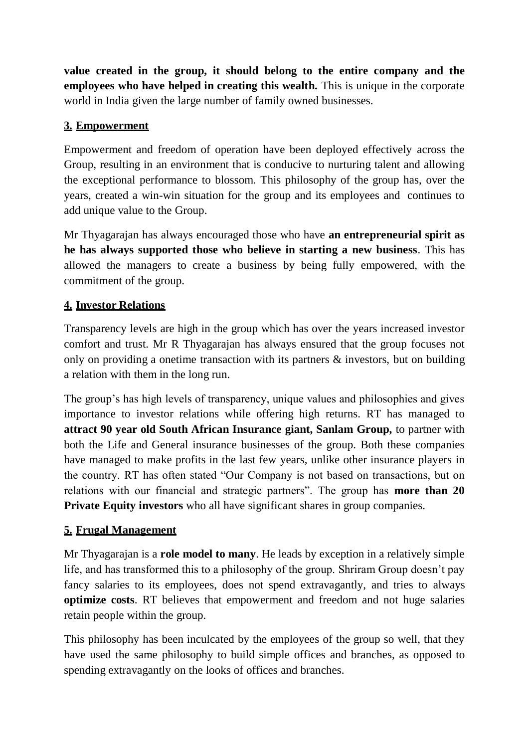**value created in the group, it should belong to the entire company and the employees who have helped in creating this wealth.** This is unique in the corporate world in India given the large number of family owned businesses.

### **3. Empowerment**

Empowerment and freedom of operation have been deployed effectively across the Group, resulting in an environment that is conducive to nurturing talent and allowing the exceptional performance to blossom. This philosophy of the group has, over the years, created a win-win situation for the group and its employees and continues to add unique value to the Group.

Mr Thyagarajan has always encouraged those who have **an entrepreneurial spirit as he has always supported those who believe in starting a new business**. This has allowed the managers to create a business by being fully empowered, with the commitment of the group.

### **4. Investor Relations**

Transparency levels are high in the group which has over the years increased investor comfort and trust. Mr R Thyagarajan has always ensured that the group focuses not only on providing a onetime transaction with its partners & investors, but on building a relation with them in the long run.

The group's has high levels of transparency, unique values and philosophies and gives importance to investor relations while offering high returns. RT has managed to **attract 90 year old South African Insurance giant, Sanlam Group,** to partner with both the Life and General insurance businesses of the group. Both these companies have managed to make profits in the last few years, unlike other insurance players in the country. RT has often stated "Our Company is not based on transactions, but on relations with our financial and strategic partners". The group has **more than 20 Private Equity investors** who all have significant shares in group companies.

### **5. Frugal Management**

Mr Thyagarajan is a **role model to many**. He leads by exception in a relatively simple life, and has transformed this to a philosophy of the group. Shriram Group doesn't pay fancy salaries to its employees, does not spend extravagantly, and tries to always **optimize costs**. RT believes that empowerment and freedom and not huge salaries retain people within the group.

This philosophy has been inculcated by the employees of the group so well, that they have used the same philosophy to build simple offices and branches, as opposed to spending extravagantly on the looks of offices and branches.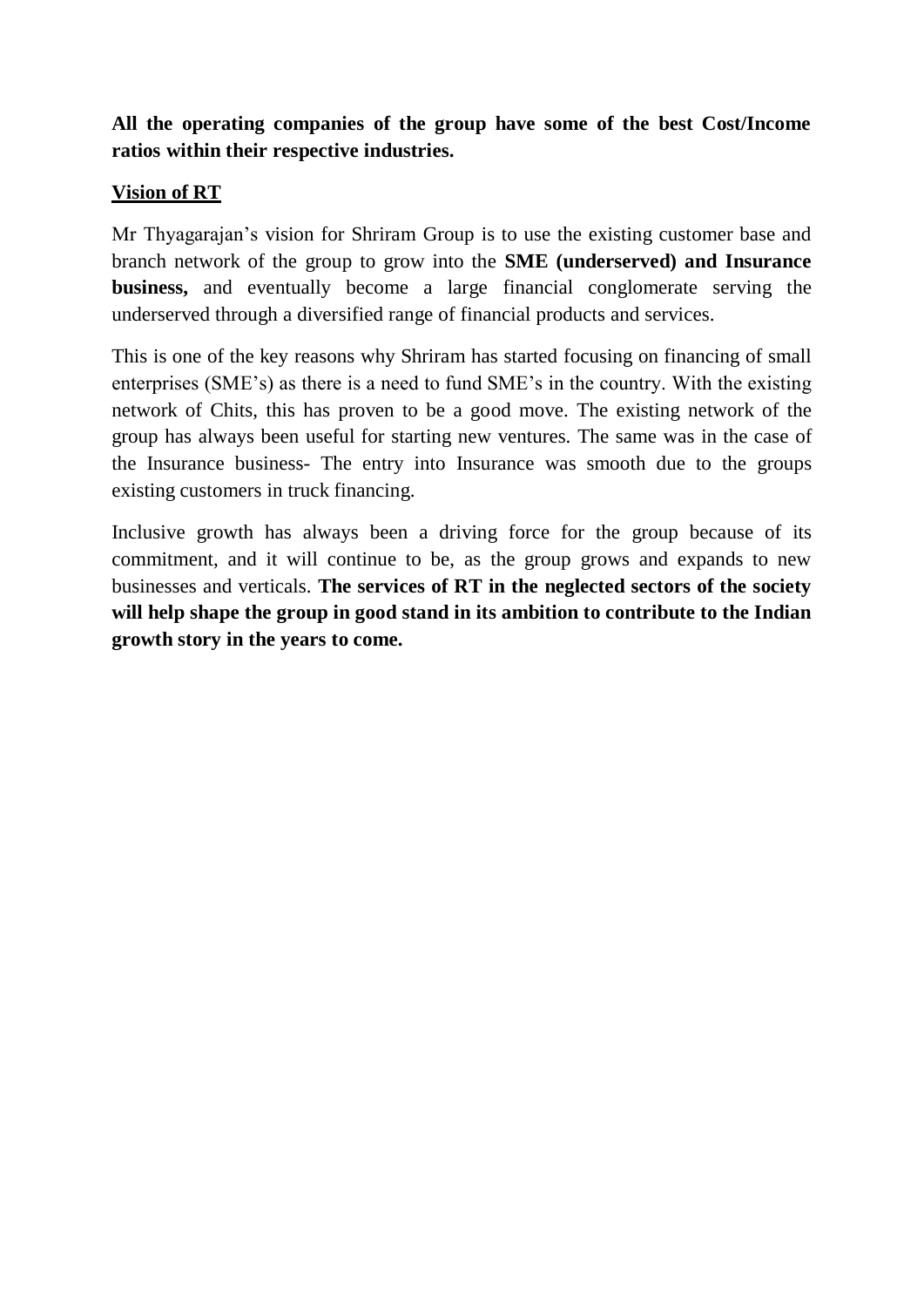**All the operating companies of the group have some of the best Cost/Income ratios within their respective industries.**

## <u>Vision of RT</u>

Mr Thyagarajan's vision for Shriram Group is to use the existing customer base and branch network of the group to grow into the **SME (underserved) and Insurance business,** and eventually become a large financial conglomerate serving the underserved through a diversified range of financial products and services.

This is one of the key reasons why Shriram has started focusing on financing of small enterprises (SME's) as there is a need to fund SME's in the country. With the existing network of Chits, this has proven to be a good move. The existing network of the group has always been useful for starting new ventures. The same was in the case of the Insurance business- The entry into Insurance was smooth due to the groups existing customers in truck financing.

Inclusive growth has always been a driving force for the group because of its commitment, and it will continue to be, as the group grows and expands to new businesses and verticals. **The services of RT in the neglected sectors of the society will help shape the group in good stand in its ambition to contribute to the Indian growth story in the years to come.**